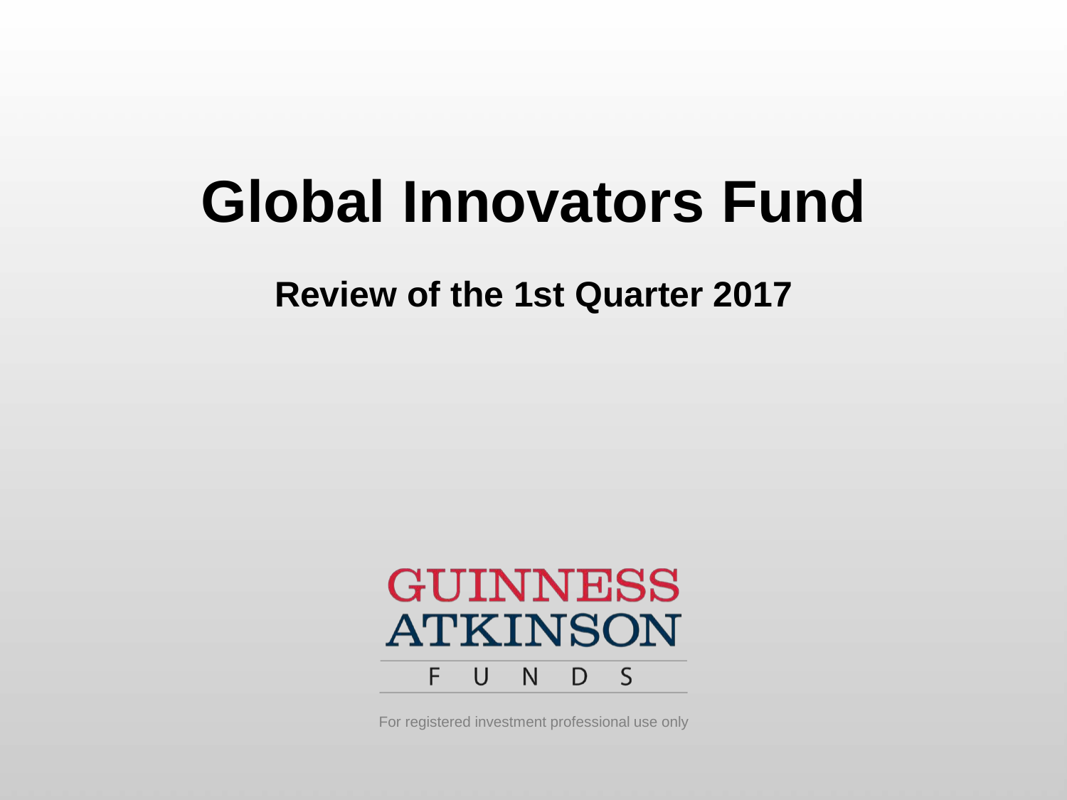# Global Innovators Fund

## Review of the 1st Quarter 2017

GUINNESS ATKINSON FUNDS

For registered investment professional use only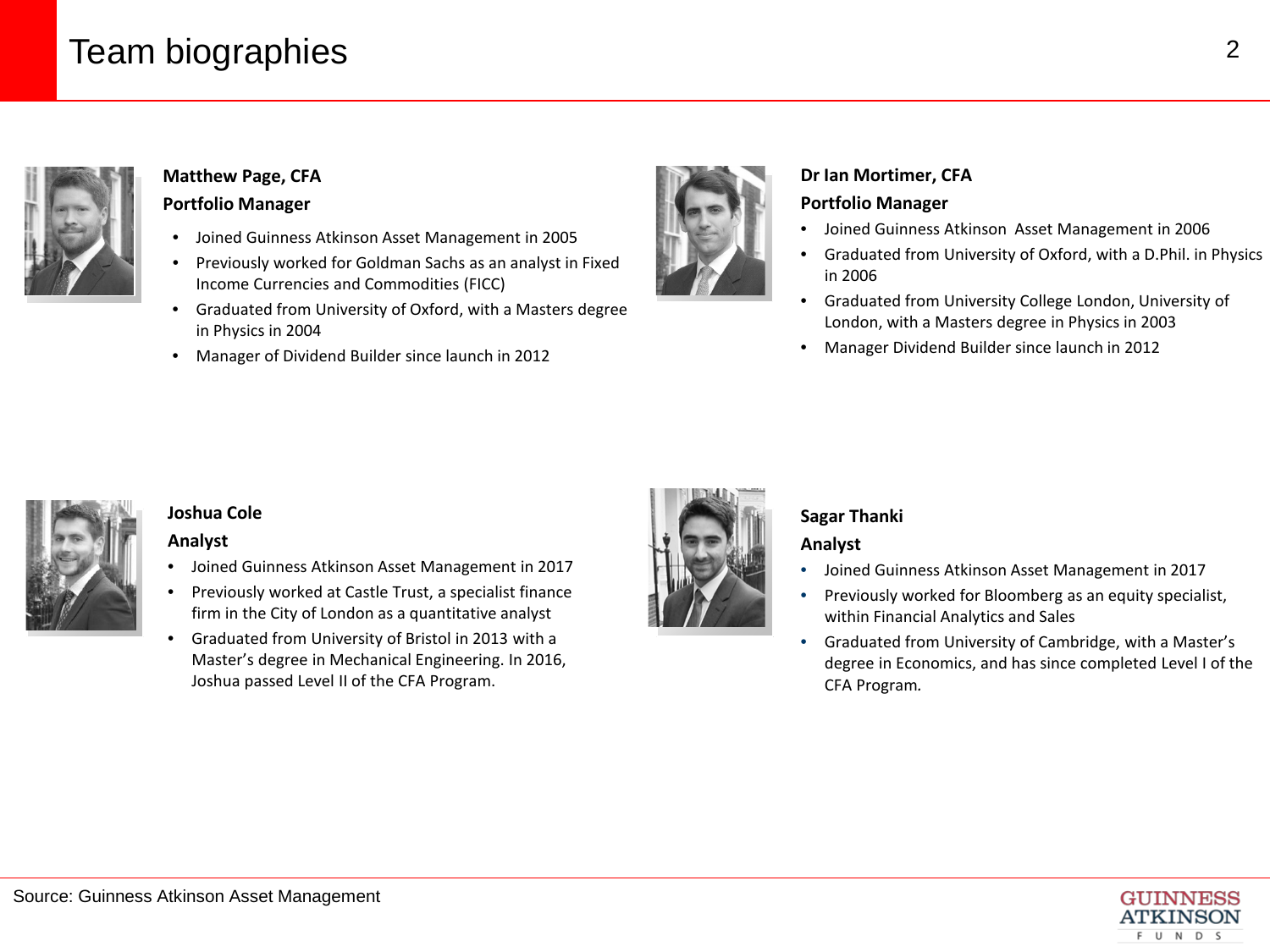# Team biographies

**Matthew Page, CFA**
**Portfolio Manager**

- Joined Guinness Atkinson Asset Management in 2005
- Previously worked for Goldman Sachs as an analyst in Fixed Income Currencies and Commodities (FICC)
- Graduated from University of Oxford, with a Masters degree in Physics in 2004
- Manager of Dividend Builder since launch in 2012

**Dr Ian Mortimer, CFA**
**Portfolio Manager**

- Joined Guinness Atkinson  Asset Management in 2006
- Graduated from University of Oxford, with a D.Phil. in Physics in 2006
- Graduated from University College London, University of London, with a Masters degree in Physics in 2003
- Manager Dividend Builder since launch in 2012

**Joshua Cole**
**Analyst**

- Joined Guinness Atkinson Asset Management in 2017
- Previously worked at Castle Trust, a specialist finance firm in the City of London as a quantitative analyst
- Graduated from University of Bristol in 2013 with a Master's degree in Mechanical Engineering. In 2016, Joshua passed Level II of the CFA Program.

**Sagar Thanki**
**Analyst**

- Joined Guinness Atkinson Asset Management in 2017
- Previously worked for Bloomberg as an equity specialist, within Financial Analytics and Sales
- Graduated from University of Cambridge, with a Master's degree in Economics, and has since completed Level I of the CFA Program.

Source: Guinness Atkinson Asset Management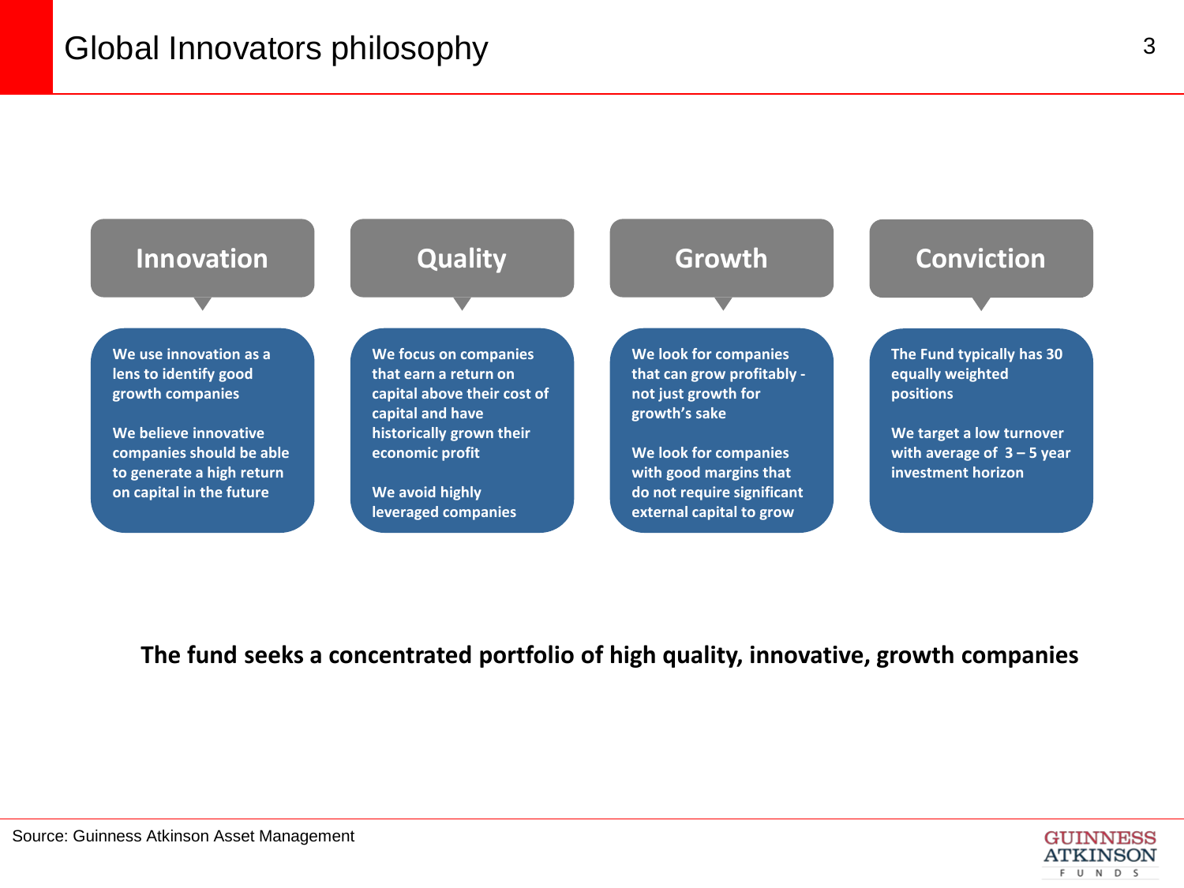# Global Innovators philosophy

## Innovation

We use innovation as a lens to identify good growth companies

We believe innovative companies should be able to generate a high return on capital in the future

## Quality

We focus on companies that earn a return on capital above their cost of capital and have historically grown their economic profit

We avoid highly leveraged companies

## Growth

We look for companies that can grow profitably - not just growth for growth's sake

We look for companies with good margins that do not require significant external capital to grow

## Conviction

The Fund typically has 30 equally weighted positions

We target a low turnover with average of 3 – 5 year investment horizon

**The fund seeks a concentrated portfolio of high quality, innovative, growth companies**

Source: Guinness Atkinson Asset Management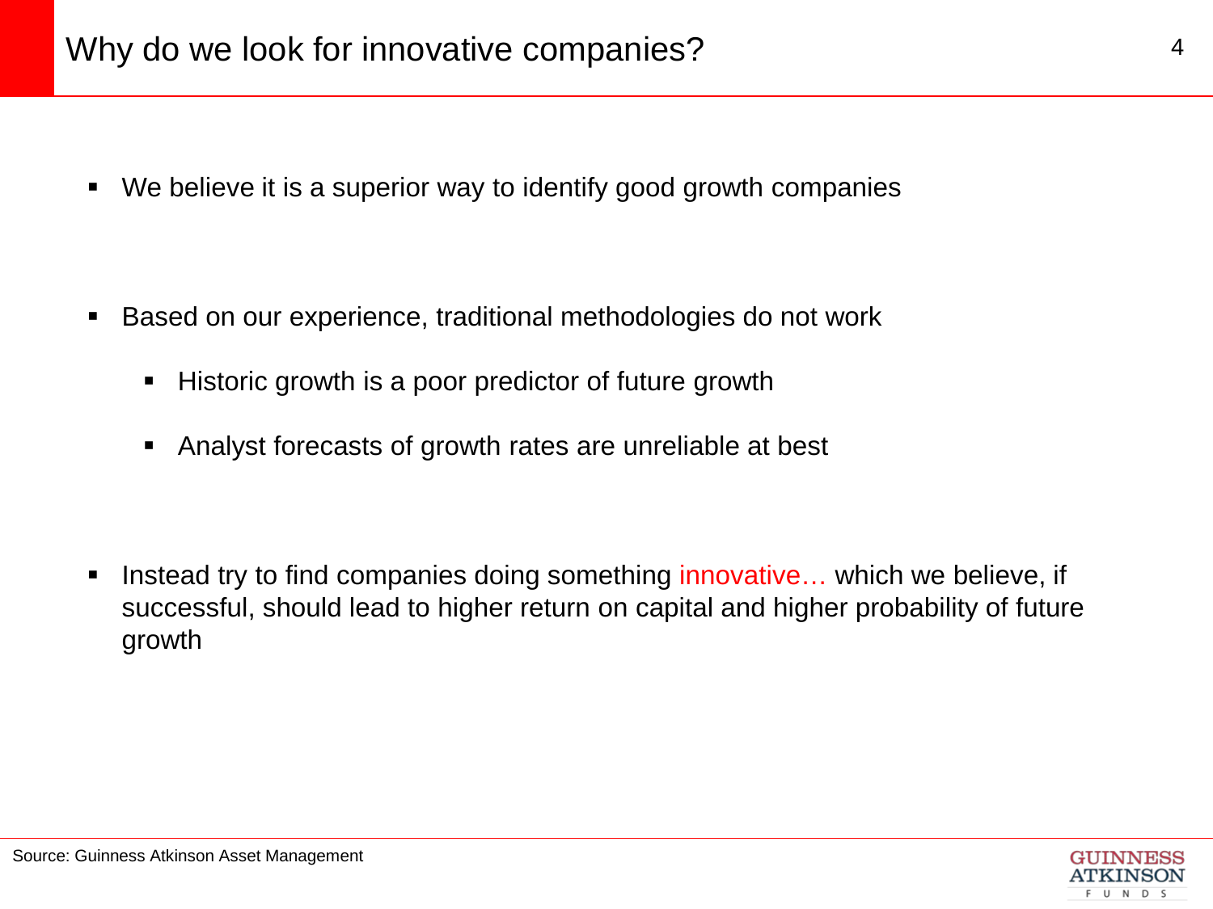# Why do we look for innovative companies?

- We believe it is a superior way to identify good growth companies

- Based on our experience, traditional methodologies do not work
  - Historic growth is a poor predictor of future growth
  - Analyst forecasts of growth rates are unreliable at best

- Instead try to find companies doing something innovative… which we believe, if successful, should lead to higher return on capital and higher probability of future growth

Source: Guinness Atkinson Asset Management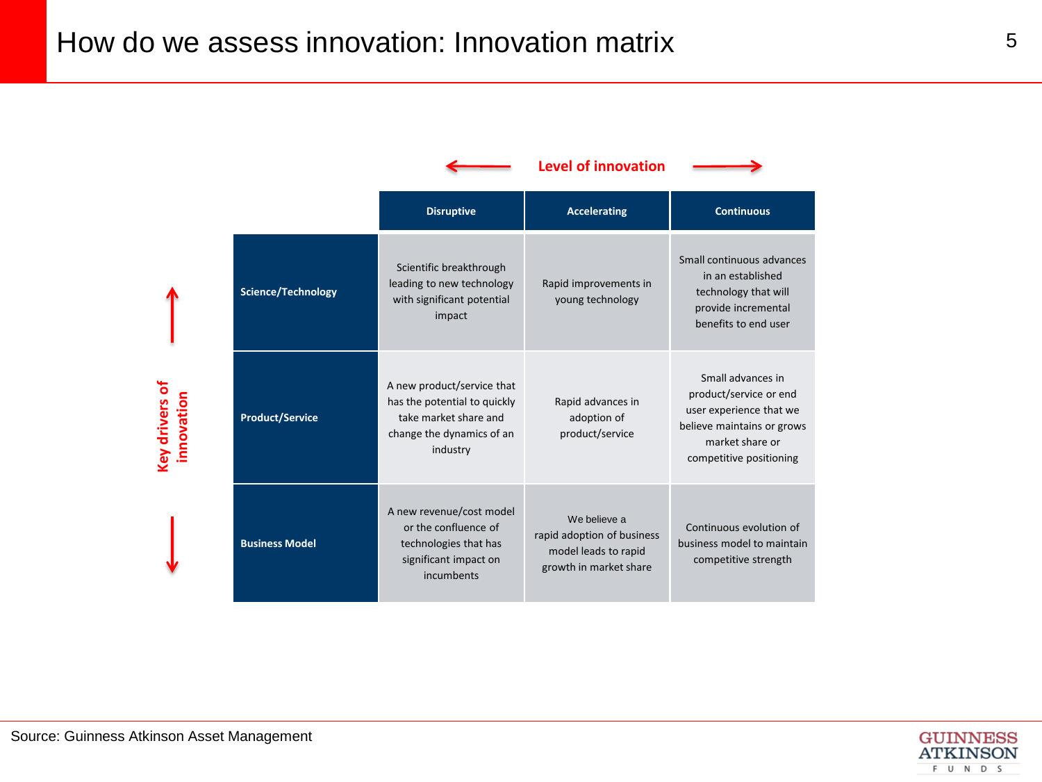# How do we assess innovation: Innovation matrix

← Level of innovation →

| Key drivers of innovation | Disruptive | Accelerating | Continuous |
|---|---|---|---|
| **Science/Technology** | Scientific breakthrough leading to new technology with significant potential impact | Rapid improvements in young technology | Small continuous advances in an established technology that will provide incremental benefits to end user |
| **Product/Service** | A new product/service that has the potential to quickly take market share and change the dynamics of an industry | Rapid advances in adoption of product/service | Small advances in product/service or end user experience that we believe maintains or grows market share or competitive positioning |
| **Business Model** | A new revenue/cost model or the confluence of technologies that has significant impact on incumbents | We believe a rapid adoption of business model leads to rapid growth in market share | Continuous evolution of business model to maintain competitive strength |

Source: Guinness Atkinson Asset Management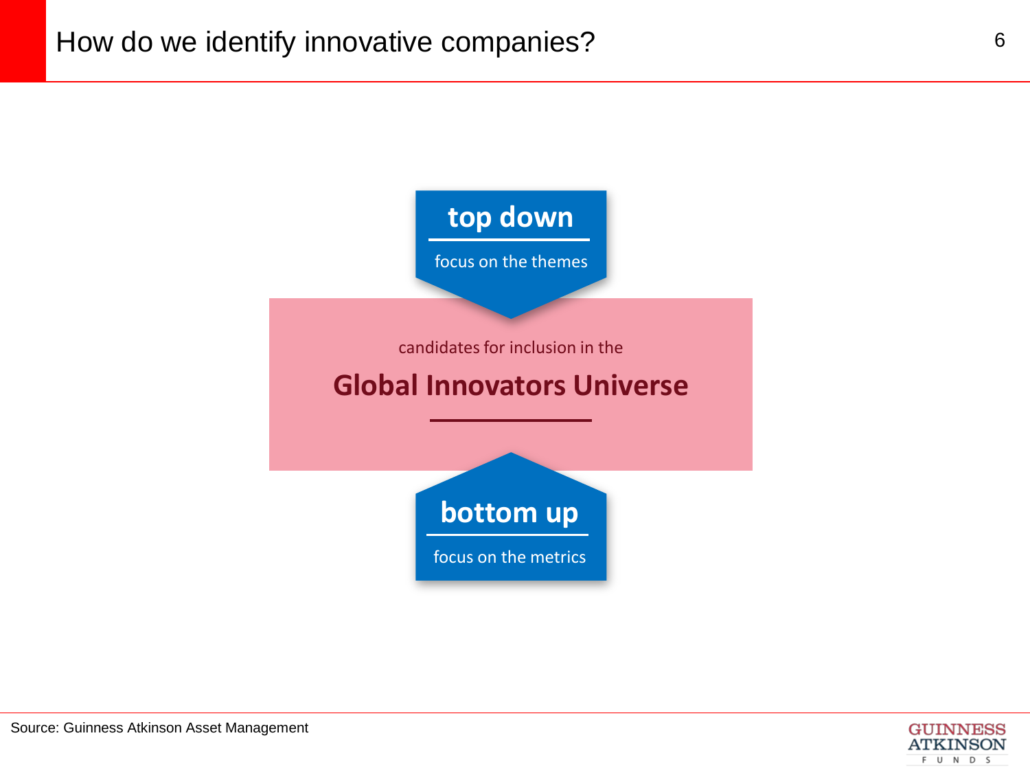# How do we identify innovative companies?

**top down**

focus on the themes

candidates for inclusion in the

**Global Innovators Universe**

**bottom up**

focus on the metrics

Source: Guinness Atkinson Asset Management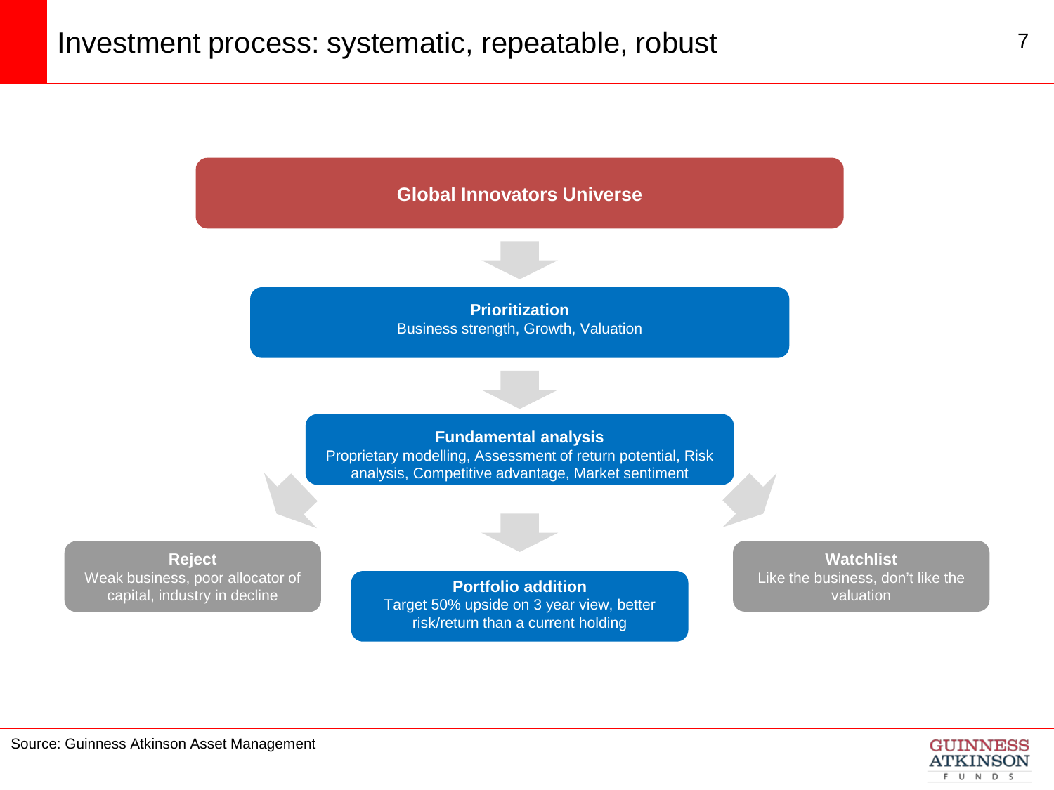# Investment process: systematic, repeatable, robust

**Global Innovators Universe**

↓

**Prioritization**
Business strength, Growth, Valuation

↓

**Fundamental analysis**
Proprietary modelling, Assessment of return potential, Risk analysis, Competitive advantage, Market sentiment

↓

**Reject**
Weak business, poor allocator of capital, industry in decline

**Portfolio addition**
Target 50% upside on 3 year view, better risk/return than a current holding

**Watchlist**
Like the business, don't like the valuation

Source: Guinness Atkinson Asset Management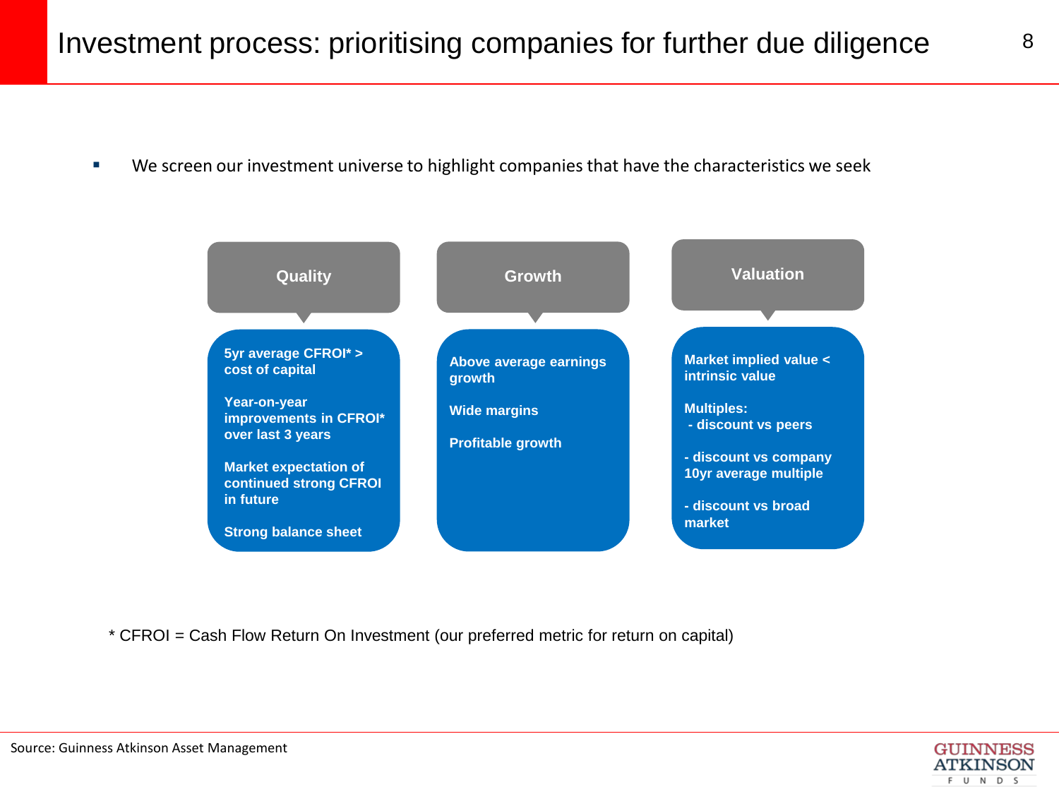# Investment process: prioritising companies for further due diligence

- We screen our investment universe to highlight companies that have the characteristics we seek

### Quality

5yr average CFROI* > cost of capital

Year-on-year improvements in CFROI* over last 3 years

Market expectation of continued strong CFROI in future

Strong balance sheet

### Growth

Above average earnings growth

Wide margins

Profitable growth

### Valuation

Market implied value < intrinsic value

Multiples:
- discount vs peers
- discount vs company 10yr average multiple
- discount vs broad market

* CFROI = Cash Flow Return On Investment (our preferred metric for return on capital)

Source: Guinness Atkinson Asset Management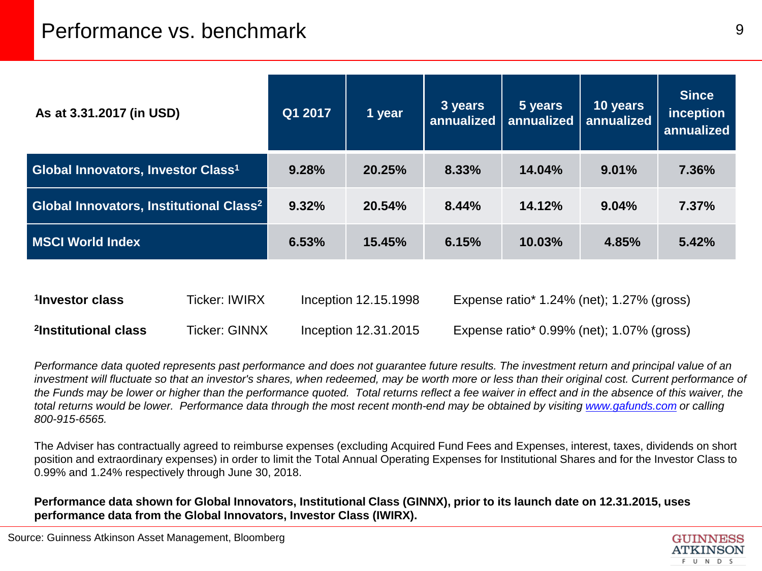# Performance vs. benchmark

| As at 3.31.2017 (in USD) | Q1 2017 | 1 year | 3 years annualized | 5 years annualized | 10 years annualized | Since inception annualized |
|---|---|---|---|---|---|---|
| Global Innovators, Investor Class[1] | 9.28% | 20.25% | 8.33% | 14.04% | 9.01% | 7.36% |
| Global Innovators, Institutional Class[2] | 9.32% | 20.54% | 8.44% | 14.12% | 9.04% | 7.37% |
| MSCI World Index | 6.53% | 15.45% | 6.15% | 10.03% | 4.85% | 5.42% |

| | | | |
|---|---|---|---|
| **[1]Investor class** | Ticker: IWIRX | Inception 12.15.1998 | Expense ratio* 1.24% (net); 1.27% (gross) |
| **[2]Institutional class** | Ticker: GINNX | Inception 12.31.2015 | Expense ratio* 0.99% (net); 1.07% (gross) |

*Performance data quoted represents past performance and does not guarantee future results. The investment return and principal value of an investment will fluctuate so that an investor's shares, when redeemed, may be worth more or less than their original cost. Current performance of the Funds may be lower or higher than the performance quoted. Total returns reflect a fee waiver in effect and in the absence of this waiver, the total returns would be lower. Performance data through the most recent month-end may be obtained by visiting www.gafunds.com or calling 800-915-6565.*

The Adviser has contractually agreed to reimburse expenses (excluding Acquired Fund Fees and Expenses, interest, taxes, dividends on short position and extraordinary expenses) in order to limit the Total Annual Operating Expenses for Institutional Shares and for the Investor Class to 0.99% and 1.24% respectively through June 30, 2018.

**Performance data shown for Global Innovators, Institutional Class (GINNX), prior to its launch date on 12.31.2015, uses performance data from the Global Innovators, Investor Class (IWIRX).**

Source: Guinness Atkinson Asset Management, Bloomberg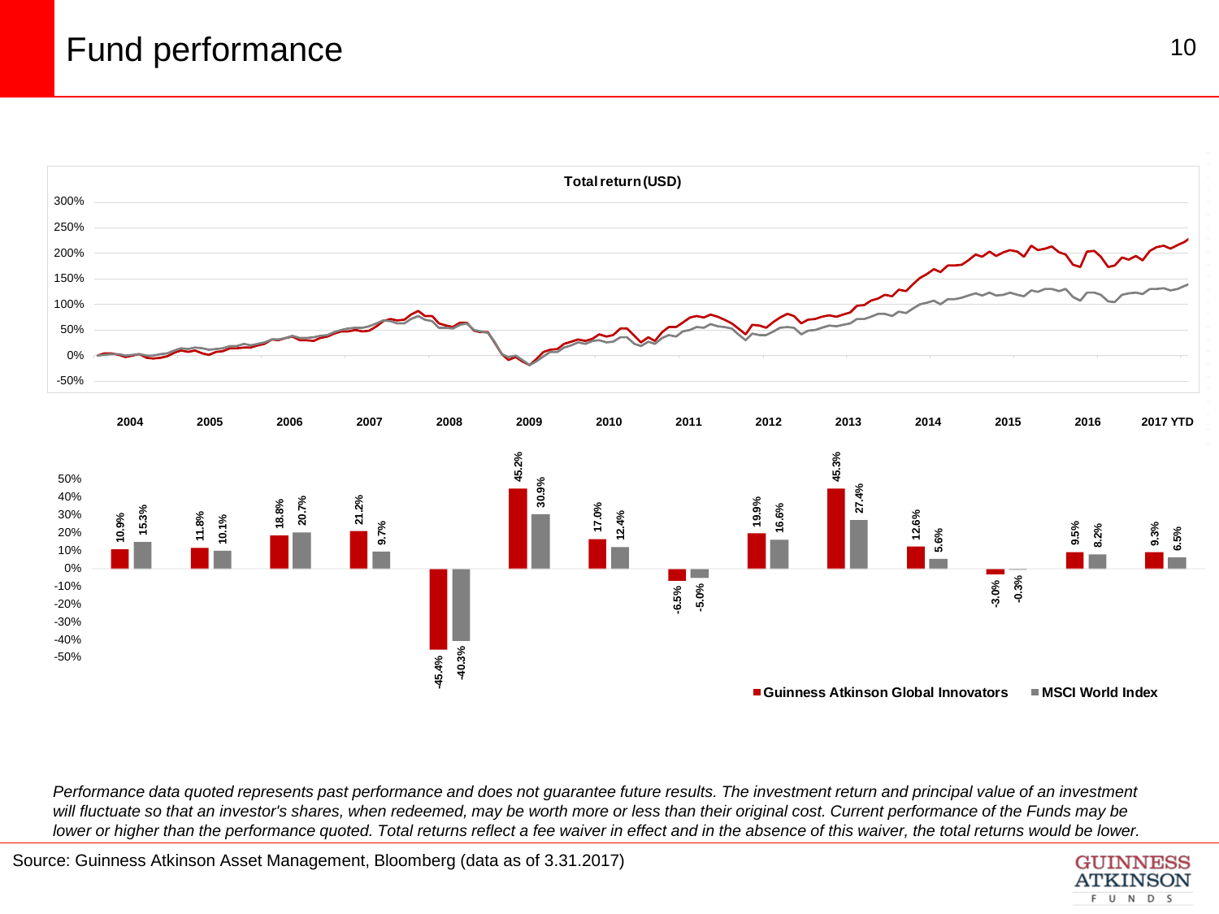# Fund performance

**Total return (USD)**

| Year | Guinness Atkinson Global Innovators | MSCI World Index |
|---|---|---|
| 2004 | 10.9% | 15.3% |
| 2005 | 11.8% | 10.1% |
| 2006 | 18.8% | 20.7% |
| 2007 | 21.2% | 9.7% |
| 2008 | -45.4% | -40.3% |
| 2009 | 45.2% | 30.9% |
| 2010 | 17.0% | 12.4% |
| 2011 | -6.5% | -5.0% |
| 2012 | 19.9% | 16.6% |
| 2013 | 45.3% | 27.4% |
| 2014 | 12.6% | 5.6% |
| 2015 | -3.0% | -0.3% |
| 2016 | 9.5% | 8.2% |
| 2017 YTD | 9.3% | 6.5% |

*Performance data quoted represents past performance and does not guarantee future results. The investment return and principal value of an investment will fluctuate so that an investor's shares, when redeemed, may be worth more or less than their original cost. Current performance of the Funds may be lower or higher than the performance quoted. Total returns reflect a fee waiver in effect and in the absence of this waiver, the total returns would be lower.*

Source: Guinness Atkinson Asset Management, Bloomberg (data as of 3.31.2017)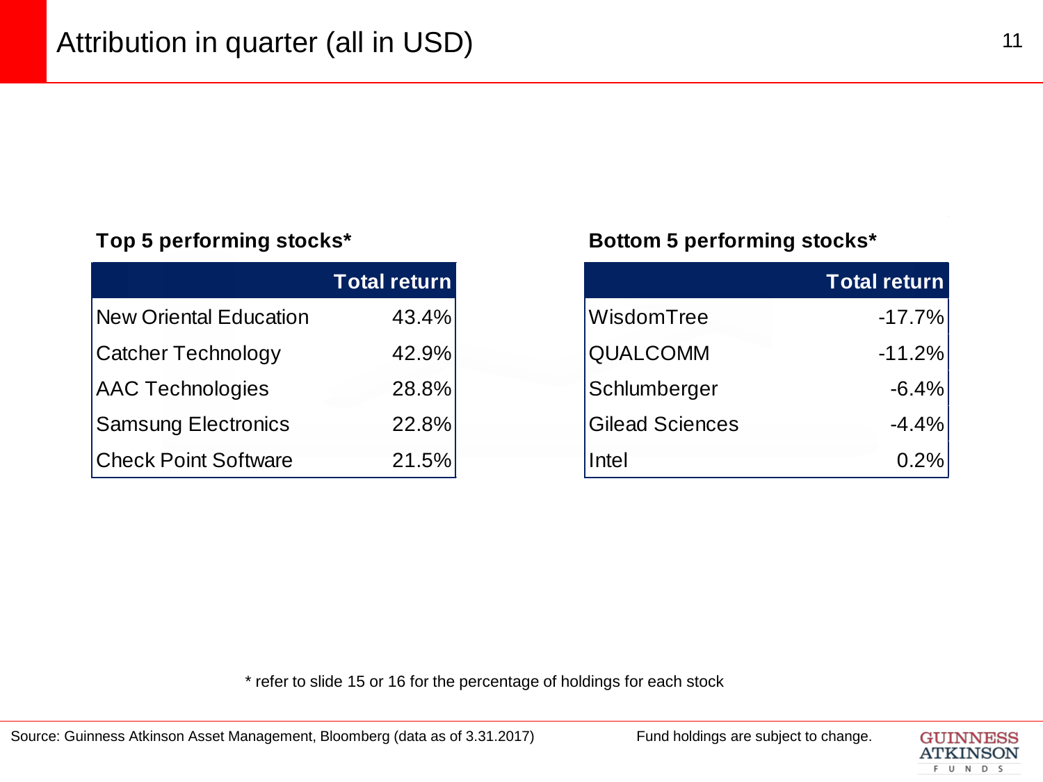# Attribution in quarter (all in USD)

**Top 5 performing stocks***

| | Total return |
|---|---|
| New Oriental Education | 43.4% |
| Catcher Technology | 42.9% |
| AAC Technologies | 28.8% |
| Samsung Electronics | 22.8% |
| Check Point Software | 21.5% |

**Bottom 5 performing stocks***

| | Total return |
|---|---|
| WisdomTree | -17.7% |
| QUALCOMM | -11.2% |
| Schlumberger | -6.4% |
| Gilead Sciences | -4.4% |
| Intel | 0.2% |

* refer to slide 15 or 16 for the percentage of holdings for each stock

Source: Guinness Atkinson Asset Management, Bloomberg (data as of 3.31.2017)

Fund holdings are subject to change.

GUINNESS ATKINSON FUNDS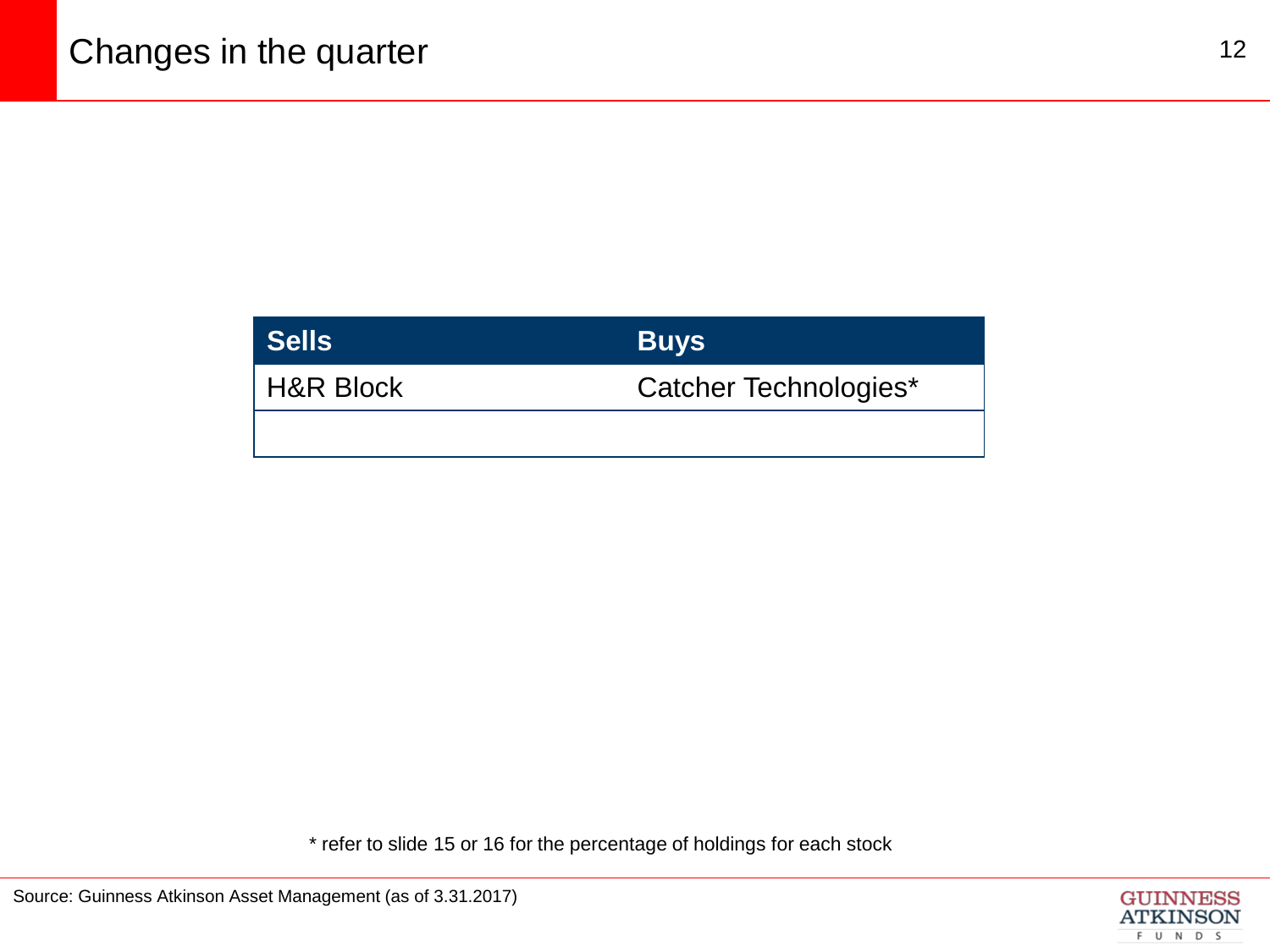# Changes in the quarter

| Sells | Buys |
| --- | --- |
| H&R Block | Catcher Technologies* |
| | |

* refer to slide 15 or 16 for the percentage of holdings for each stock

Source: Guinness Atkinson Asset Management (as of 3.31.2017)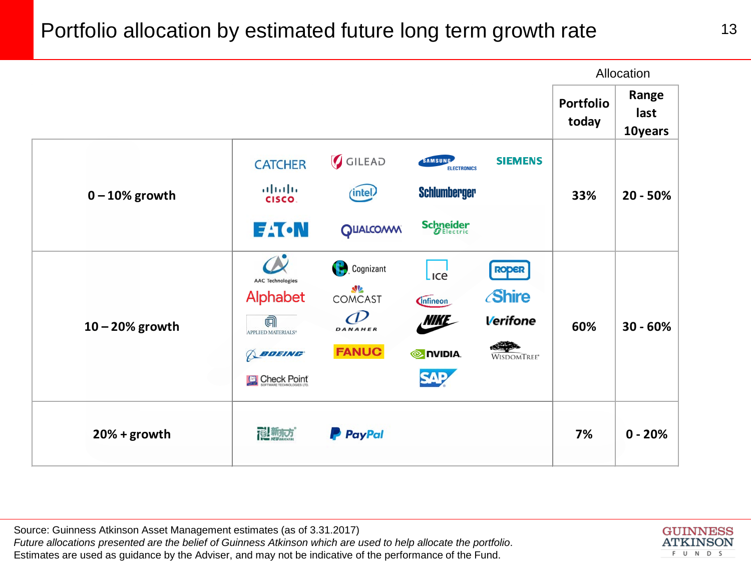# Portfolio allocation by estimated future long term growth rate

| | | Allocation | |
|---|---|---|---|
| | | **Portfolio today** | **Range last 10years** |
| **0 – 10% growth** | Catcher, Gilead, Samsung Electronics, Siemens, Cisco, Intel, Schlumberger, Eaton, Qualcomm, Schneider Electric | **33%** | **20 - 50%** |
| **10 – 20% growth** | AAC Technologies, Cognizant, ICE, Roper, Alphabet, Comcast, Infineon, Shire, Applied Materials, Danaher, Nike, Verifone, Boeing, Fanuc, Nvidia, WisdomTree, Check Point Software Technologies Ltd., SAP | **60%** | **30 - 60%** |
| **20% + growth** | 新东方 New Oriental, PayPal | **7%** | **0 - 20%** |

Source: Guinness Atkinson Asset Management estimates (as of 3.31.2017)
*Future allocations presented are the belief of Guinness Atkinson which are used to help allocate the portfolio.*
Estimates are used as guidance by the Adviser, and may not be indicative of the performance of the Fund.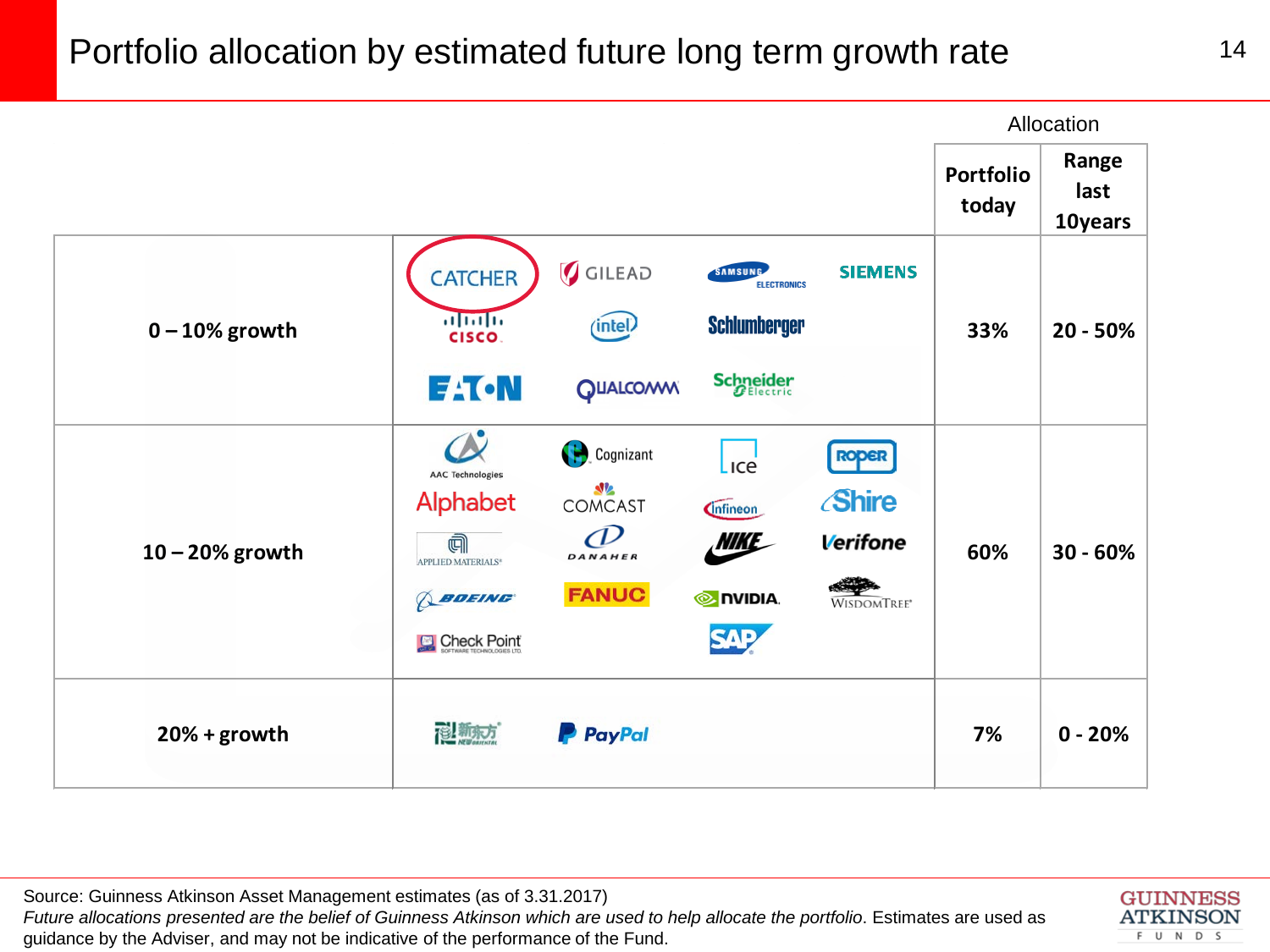# Portfolio allocation by estimated future long term growth rate

| | | Allocation | |
|---|---|---|---|
| | | **Portfolio today** | **Range last 10years** |
| **0 – 10% growth** | CATCHER, GILEAD, SAMSUNG ELECTRONICS, SIEMENS, CISCO, intel, Schlumberger, EATON, QUALCOMM, Schneider Electric | **33%** | **20 - 50%** |
| **10 – 20% growth** | AAC Technologies, Cognizant, ice, ROPER, Alphabet, COMCAST, Infineon, Shire, APPLIED MATERIALS, DANAHER, NIKE, Verifone, BOEING, FANUC, NVIDIA, WISDOMTREE, Check Point SOFTWARE TECHNOLOGIES LTD, SAP | **60%** | **30 - 60%** |
| **20% + growth** | 新东方 NEW ORIENTAL, PayPal | **7%** | **0 - 20%** |

Source: Guinness Atkinson Asset Management estimates (as of 3.31.2017)
*Future allocations presented are the belief of Guinness Atkinson which are used to help allocate the portfolio*. Estimates are used as guidance by the Adviser, and may not be indicative of the performance of the Fund.

GUINNESS ATKINSON FUNDS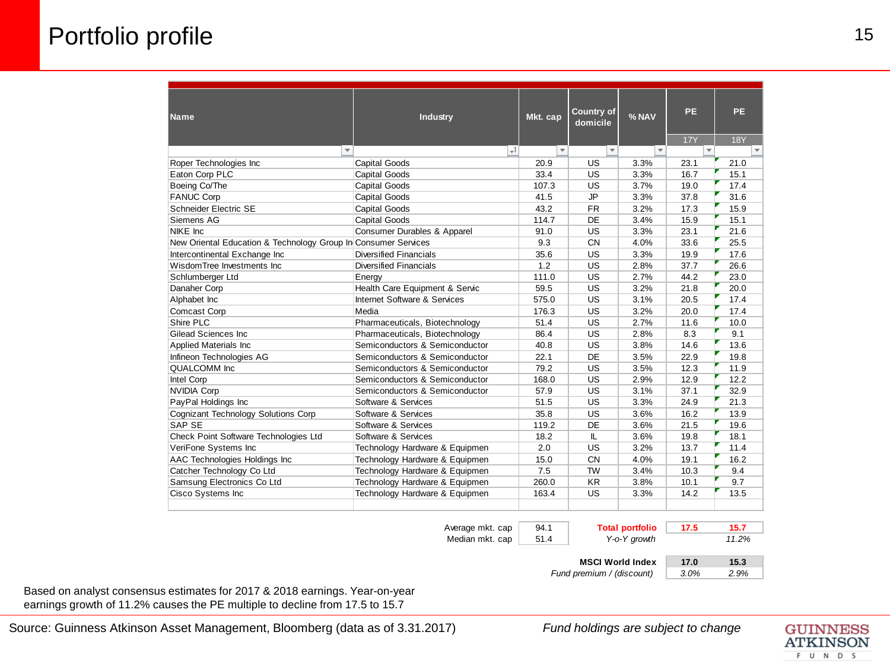# Portfolio profile

| Name | Industry | Mkt. cap | Country of domicile | % NAV | PE 17Y | PE 18Y |
|---|---|---|---|---|---|---|
| Roper Technologies Inc | Capital Goods | 20.9 | US | 3.3% | 23.1 | 21.0 |
| Eaton Corp PLC | Capital Goods | 33.4 | US | 3.3% | 16.7 | 15.1 |
| Boeing Co/The | Capital Goods | 107.3 | US | 3.7% | 19.0 | 17.4 |
| FANUC Corp | Capital Goods | 41.5 | JP | 3.3% | 37.8 | 31.6 |
| Schneider Electric SE | Capital Goods | 43.2 | FR | 3.2% | 17.3 | 15.9 |
| Siemens AG | Capital Goods | 114.7 | DE | 3.4% | 15.9 | 15.1 |
| NIKE Inc | Consumer Durables & Apparel | 91.0 | US | 3.3% | 23.1 | 21.6 |
| New Oriental Education & Technology Group In | Consumer Services | 9.3 | CN | 4.0% | 33.6 | 25.5 |
| Intercontinental Exchange Inc | Diversified Financials | 35.6 | US | 3.3% | 19.9 | 17.6 |
| WisdomTree Investments Inc | Diversified Financials | 1.2 | US | 2.8% | 37.7 | 26.6 |
| Schlumberger Ltd | Energy | 111.0 | US | 2.7% | 44.2 | 23.0 |
| Danaher Corp | Health Care Equipment & Servic | 59.5 | US | 3.2% | 21.8 | 20.0 |
| Alphabet Inc | Internet Software & Services | 575.0 | US | 3.1% | 20.5 | 17.4 |
| Comcast Corp | Media | 176.3 | US | 3.2% | 20.0 | 17.4 |
| Shire PLC | Pharmaceuticals, Biotechnology | 51.4 | US | 2.7% | 11.6 | 10.0 |
| Gilead Sciences Inc | Pharmaceuticals, Biotechnology | 86.4 | US | 2.8% | 8.3 | 9.1 |
| Applied Materials Inc | Semiconductors & Semiconductor | 40.8 | US | 3.8% | 14.6 | 13.6 |
| Infineon Technologies AG | Semiconductors & Semiconductor | 22.1 | DE | 3.5% | 22.9 | 19.8 |
| QUALCOMM Inc | Semiconductors & Semiconductor | 79.2 | US | 3.5% | 12.3 | 11.9 |
| Intel Corp | Semiconductors & Semiconductor | 168.0 | US | 2.9% | 12.9 | 12.2 |
| NVIDIA Corp | Semiconductors & Semiconductor | 57.9 | US | 3.1% | 37.1 | 32.9 |
| PayPal Holdings Inc | Software & Services | 51.5 | US | 3.3% | 24.9 | 21.3 |
| Cognizant Technology Solutions Corp | Software & Services | 35.8 | US | 3.6% | 16.2 | 13.9 |
| SAP SE | Software & Services | 119.2 | DE | 3.6% | 21.5 | 19.6 |
| Check Point Software Technologies Ltd | Software & Services | 18.2 | IL | 3.6% | 19.8 | 18.1 |
| VeriFone Systems Inc | Technology Hardware & Equipmen | 2.0 | US | 3.2% | 13.7 | 11.4 |
| AAC Technologies Holdings Inc | Technology Hardware & Equipmen | 15.0 | CN | 4.0% | 19.1 | 16.2 |
| Catcher Technology Co Ltd | Technology Hardware & Equipmen | 7.5 | TW | 3.4% | 10.3 | 9.4 |
| Samsung Electronics Co Ltd | Technology Hardware & Equipmen | 260.0 | KR | 3.8% | 10.1 | 9.7 |
| Cisco Systems Inc | Technology Hardware & Equipmen | 163.4 | US | 3.3% | 14.2 | 13.5 |

| | | | 17Y | 18Y |
|---|---|---|---|---|
| Average mkt. cap | 94.1 | **Total portfolio** | **17.5** | **15.7** |
| Median mkt. cap | 51.4 | *Y-o-Y growth* | | *11.2%* |
| | | **MSCI World Index** | **17.0** | **15.3** |
| | | *Fund premium / (discount)* | *3.0%* | *2.9%* |

Based on analyst consensus estimates for 2017 & 2018 earnings. Year-on-year earnings growth of 11.2% causes the PE multiple to decline from 17.5 to 15.7

Source: Guinness Atkinson Asset Management, Bloomberg (data as of 3.31.2017)

*Fund holdings are subject to change*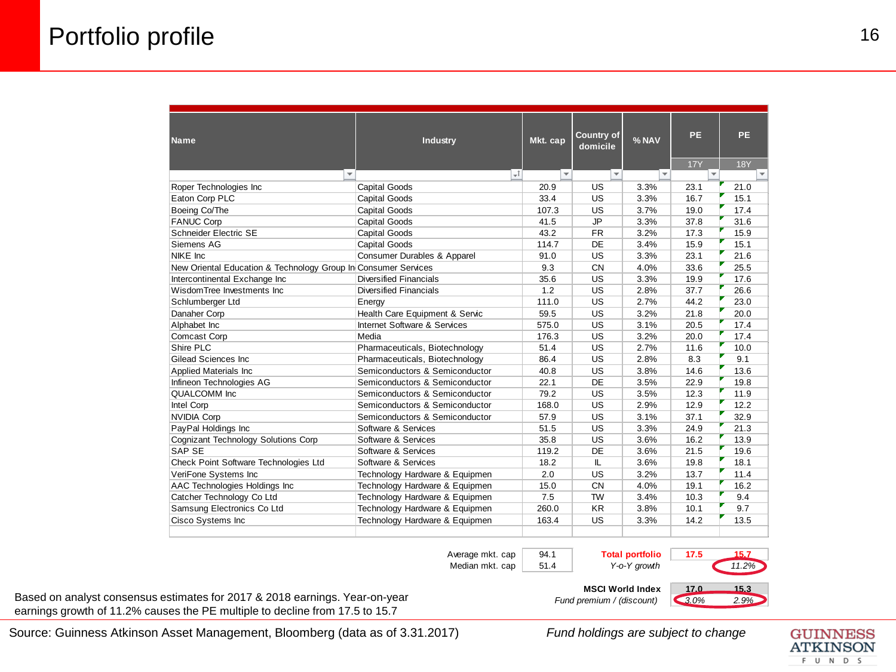# Portfolio profile

| Name | Industry | Mkt. cap | Country of domicile | % NAV | PE 17Y | PE 18Y |
|---|---|---|---|---|---|---|
| Roper Technologies Inc | Capital Goods | 20.9 | US | 3.3% | 23.1 | 21.0 |
| Eaton Corp PLC | Capital Goods | 33.4 | US | 3.3% | 16.7 | 15.1 |
| Boeing Co/The | Capital Goods | 107.3 | US | 3.7% | 19.0 | 17.4 |
| FANUC Corp | Capital Goods | 41.5 | JP | 3.3% | 37.8 | 31.6 |
| Schneider Electric SE | Capital Goods | 43.2 | FR | 3.2% | 17.3 | 15.9 |
| Siemens AG | Capital Goods | 114.7 | DE | 3.4% | 15.9 | 15.1 |
| NIKE Inc | Consumer Durables & Apparel | 91.0 | US | 3.3% | 23.1 | 21.6 |
| New Oriental Education & Technology Group In | Consumer Services | 9.3 | CN | 4.0% | 33.6 | 25.5 |
| Intercontinental Exchange Inc | Diversified Financials | 35.6 | US | 3.3% | 19.9 | 17.6 |
| WisdomTree Investments Inc | Diversified Financials | 1.2 | US | 2.8% | 37.7 | 26.6 |
| Schlumberger Ltd | Energy | 111.0 | US | 2.7% | 44.2 | 23.0 |
| Danaher Corp | Health Care Equipment & Servic | 59.5 | US | 3.2% | 21.8 | 20.0 |
| Alphabet Inc | Internet Software & Services | 575.0 | US | 3.1% | 20.5 | 17.4 |
| Comcast Corp | Media | 176.3 | US | 3.2% | 20.0 | 17.4 |
| Shire PLC | Pharmaceuticals, Biotechnology | 51.4 | US | 2.7% | 11.6 | 10.0 |
| Gilead Sciences Inc | Pharmaceuticals, Biotechnology | 86.4 | US | 2.8% | 8.3 | 9.1 |
| Applied Materials Inc | Semiconductors & Semiconductor | 40.8 | US | 3.8% | 14.6 | 13.6 |
| Infineon Technologies AG | Semiconductors & Semiconductor | 22.1 | DE | 3.5% | 22.9 | 19.8 |
| QUALCOMM Inc | Semiconductors & Semiconductor | 79.2 | US | 3.5% | 12.3 | 11.9 |
| Intel Corp | Semiconductors & Semiconductor | 168.0 | US | 2.9% | 12.9 | 12.2 |
| NVIDIA Corp | Semiconductors & Semiconductor | 57.9 | US | 3.1% | 37.1 | 32.9 |
| PayPal Holdings Inc | Software & Services | 51.5 | US | 3.3% | 24.9 | 21.3 |
| Cognizant Technology Solutions Corp | Software & Services | 35.8 | US | 3.6% | 16.2 | 13.9 |
| SAP SE | Software & Services | 119.2 | DE | 3.6% | 21.5 | 19.6 |
| Check Point Software Technologies Ltd | Software & Services | 18.2 | IL | 3.6% | 19.8 | 18.1 |
| VeriFone Systems Inc | Technology Hardware & Equipmen | 2.0 | US | 3.2% | 13.7 | 11.4 |
| AAC Technologies Holdings Inc | Technology Hardware & Equipmen | 15.0 | CN | 4.0% | 19.1 | 16.2 |
| Catcher Technology Co Ltd | Technology Hardware & Equipmen | 7.5 | TW | 3.4% | 10.3 | 9.4 |
| Samsung Electronics Co Ltd | Technology Hardware & Equipmen | 260.0 | KR | 3.8% | 10.1 | 9.7 |
| Cisco Systems Inc | Technology Hardware & Equipmen | 163.4 | US | 3.3% | 14.2 | 13.5 |

| | | | PE 17Y | PE 18Y |
|---|---|---|---|---|
| Average mkt. cap | 94.1 | **Total portfolio** | **17.5** | **15.7** |
| Median mkt. cap | 51.4 | *Y-o-Y growth* | | *11.2%* |
| | | **MSCI World Index** | **17.0** | **15.3** |
| | | *Fund premium / (discount)* | *3.0%* | *2.9%* |

Based on analyst consensus estimates for 2017 & 2018 earnings. Year-on-year earnings growth of 11.2% causes the PE multiple to decline from 17.5 to 15.7

Source: Guinness Atkinson Asset Management, Bloomberg (data as of 3.31.2017)

*Fund holdings are subject to change*

GUINNESS ATKINSON FUNDS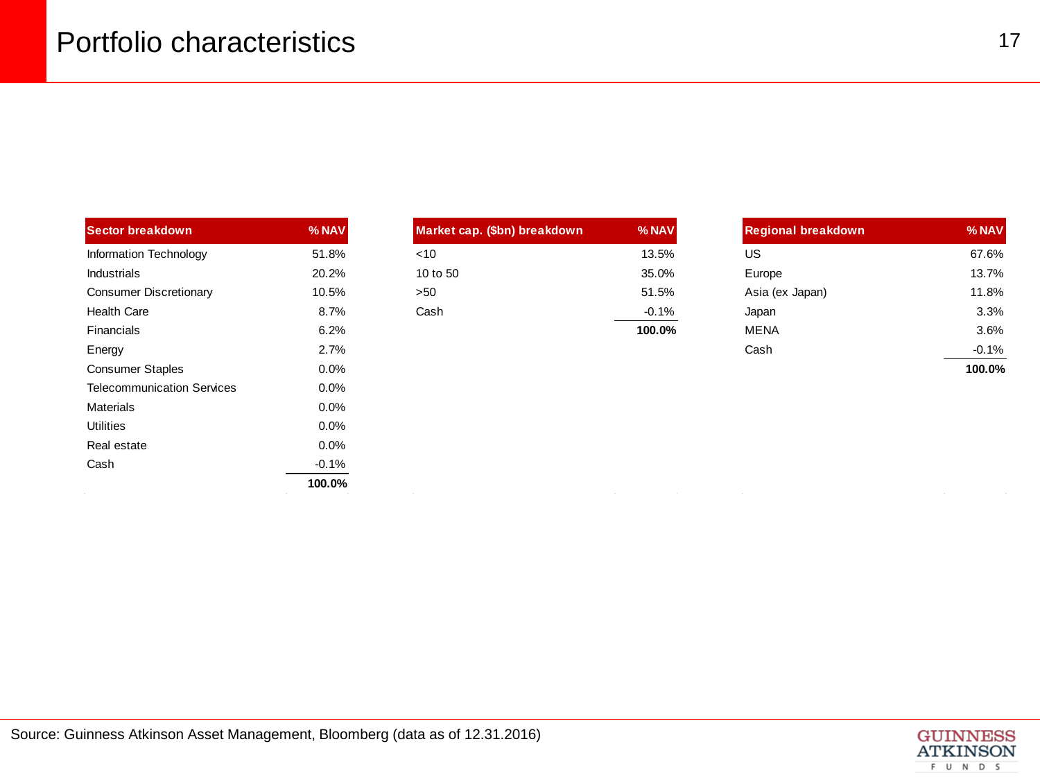# Portfolio characteristics

| Sector breakdown | % NAV |
|---|---|
| Information Technology | 51.8% |
| Industrials | 20.2% |
| Consumer Discretionary | 10.5% |
| Health Care | 8.7% |
| Financials | 6.2% |
| Energy | 2.7% |
| Consumer Staples | 0.0% |
| Telecommunication Services | 0.0% |
| Materials | 0.0% |
| Utilities | 0.0% |
| Real estate | 0.0% |
| Cash | -0.1% |
| | **100.0%** |

| Market cap. ($bn) breakdown | % NAV |
|---|---|
| <10 | 13.5% |
| 10 to 50 | 35.0% |
| >50 | 51.5% |
| Cash | -0.1% |
| | **100.0%** |

| Regional breakdown | % NAV |
|---|---|
| US | 67.6% |
| Europe | 13.7% |
| Asia (ex Japan) | 11.8% |
| Japan | 3.3% |
| MENA | 3.6% |
| Cash | -0.1% |
| | **100.0%** |

Source: Guinness Atkinson Asset Management, Bloomberg (data as of 12.31.2016)

GUINNESS ATKINSON FUNDS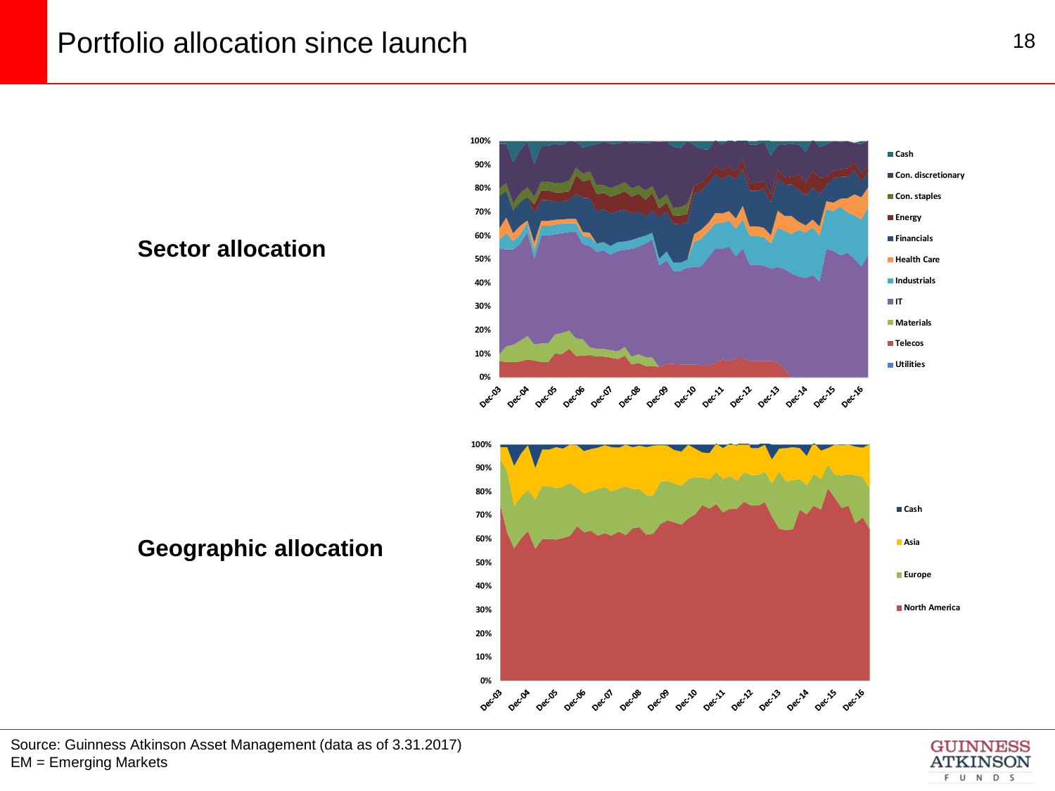# Portfolio allocation since launch

## Sector allocation

Cash
Con. discretionary
Con. staples
Energy
Financials
Health Care
Industrials
IT
Materials
Telecos
Utilities

100%
90%
80%
70%
60%
50%
40%
30%
20%
10%
0%

Dec-03 Dec-04 Dec-05 Dec-06 Dec-07 Dec-08 Dec-09 Dec-10 Dec-11 Dec-12 Dec-13 Dec-14 Dec-15 Dec-16

## Geographic allocation

Cash
Asia
Europe
North America

100%
90%
80%
70%
60%
50%
40%
30%
20%
10%
0%

Dec-03 Dec-04 Dec-05 Dec-06 Dec-07 Dec-08 Dec-09 Dec-10 Dec-11 Dec-12 Dec-13 Dec-14 Dec-15 Dec-16

Source: Guinness Atkinson Asset Management (data as of 3.31.2017)
EM = Emerging Markets

GUINNESS ATKINSON FUNDS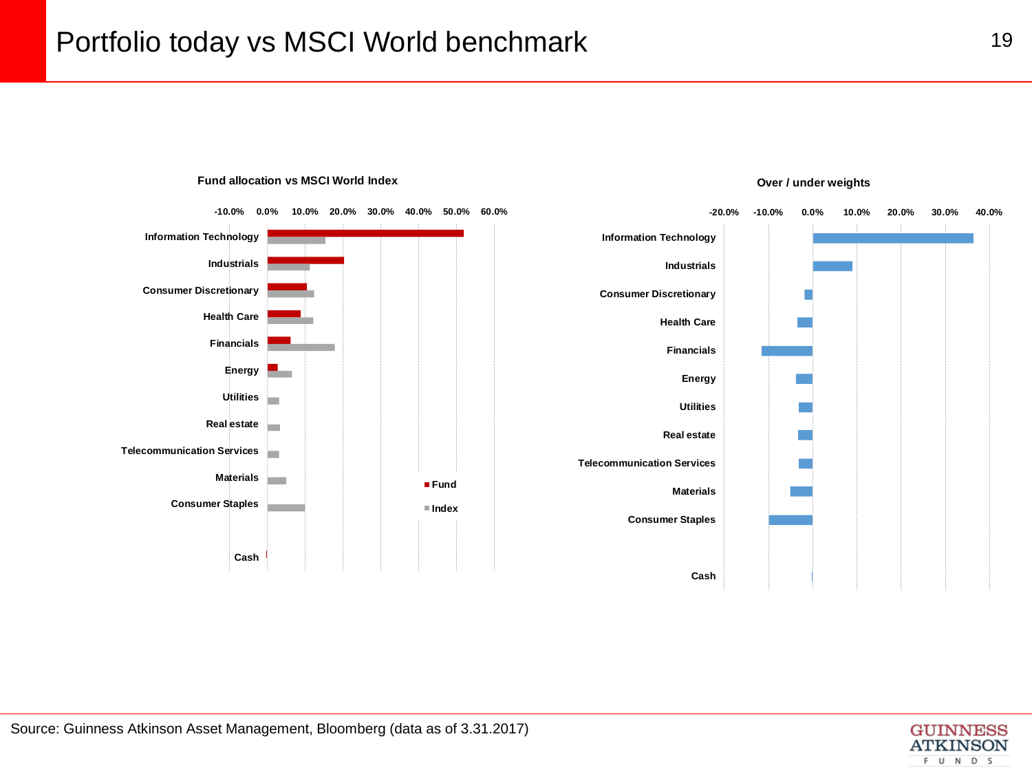# Portfolio today vs MSCI World benchmark

**Fund allocation vs MSCI World Index**

-10.0% 0.0% 10.0% 20.0% 30.0% 40.0% 50.0% 60.0%

Information Technology
Industrials
Consumer Discretionary
Health Care
Financials
Energy
Utilities
Real estate
Telecommunication Services
Materials
Consumer Staples
Cash

Fund
Index

**Over / under weights**

-20.0% -10.0% 0.0% 10.0% 20.0% 30.0% 40.0%

Information Technology
Industrials
Consumer Discretionary
Health Care
Financials
Energy
Utilities
Real estate
Telecommunication Services
Materials
Consumer Staples
Cash

Source: Guinness Atkinson Asset Management, Bloomberg (data as of 3.31.2017)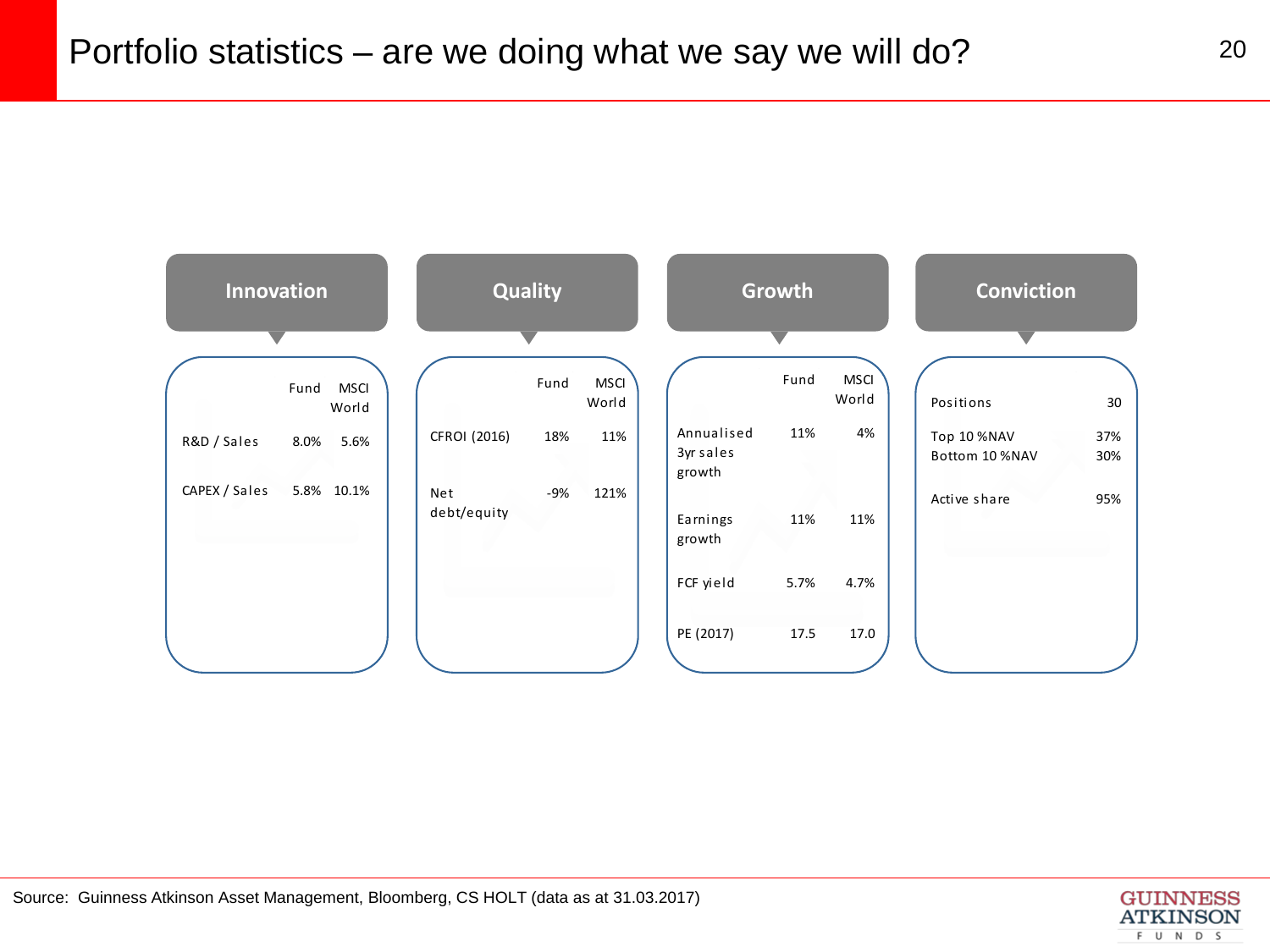# Portfolio statistics – are we doing what we say we will do?

### Innovation

| | Fund | MSCI World |
|---|---|---|
| R&D / Sales | 8.0% | 5.6% |
| CAPEX / Sales | 5.8% | 10.1% |

### Quality

| | Fund | MSCI World |
|---|---|---|
| CFROI (2016) | 18% | 11% |
| Net debt/equity | -9% | 121% |

### Growth

| | Fund | MSCI World |
|---|---|---|
| Annualised 3yr sales growth | 11% | 4% |
| Earnings growth | 11% | 11% |
| FCF yield | 5.7% | 4.7% |
| PE (2017) | 17.5 | 17.0 |

### Conviction

| | |
|---|---|
| Positions | 30 |
| Top 10 %NAV | 37% |
| Bottom 10 %NAV | 30% |
| Active share | 95% |

Source: Guinness Atkinson Asset Management, Bloomberg, CS HOLT (data as at 31.03.2017)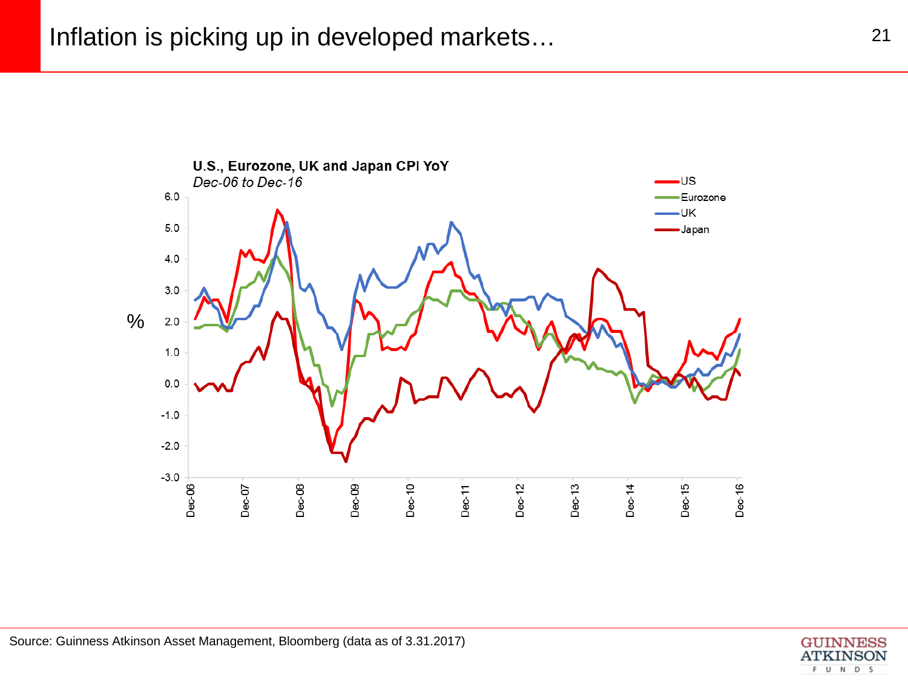# Inflation is picking up in developed markets…

**U.S., Eurozone, UK and Japan CPI YoY**

*Dec-06 to Dec-16*

Source: Guinness Atkinson Asset Management, Bloomberg (data as of 3.31.2017)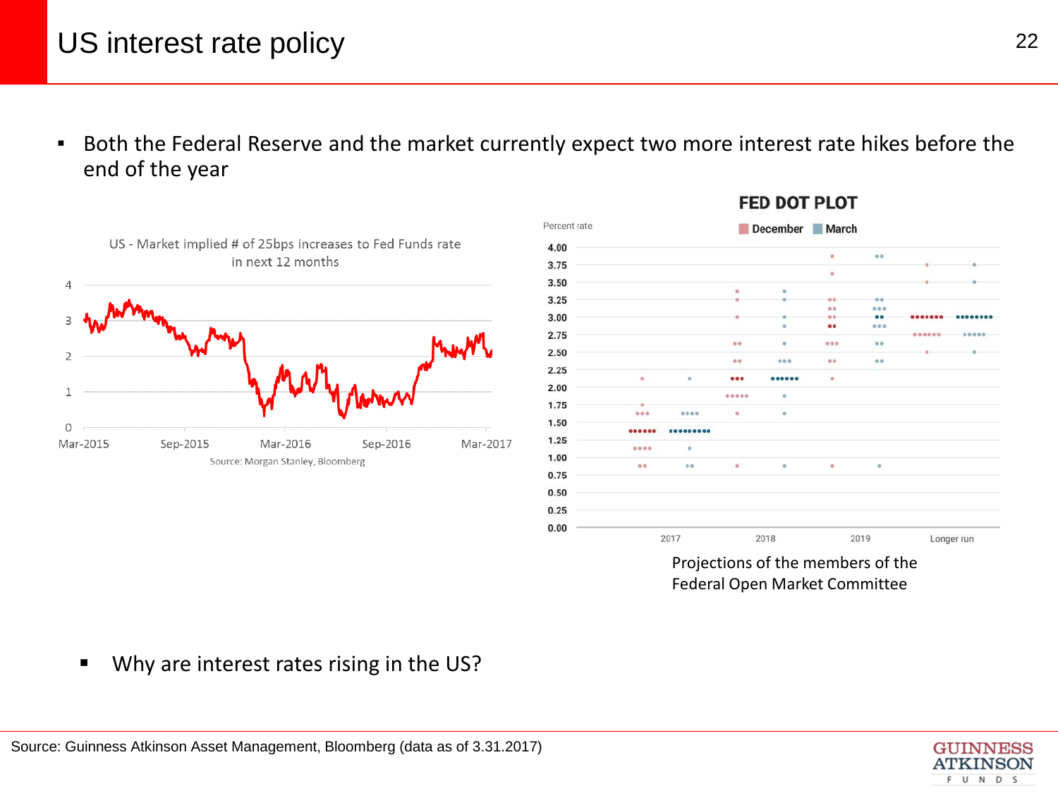# US interest rate policy

- Both the Federal Reserve and the market currently expect two more interest rate hikes before the end of the year

US - Market implied # of 25bps increases to Fed Funds rate in next 12 months

Source: Morgan Stanley, Bloomberg

FED DOT PLOT

Projections of the members of the Federal Open Market Committee

- Why are interest rates rising in the US?

Source: Guinness Atkinson Asset Management, Bloomberg (data as of 3.31.2017)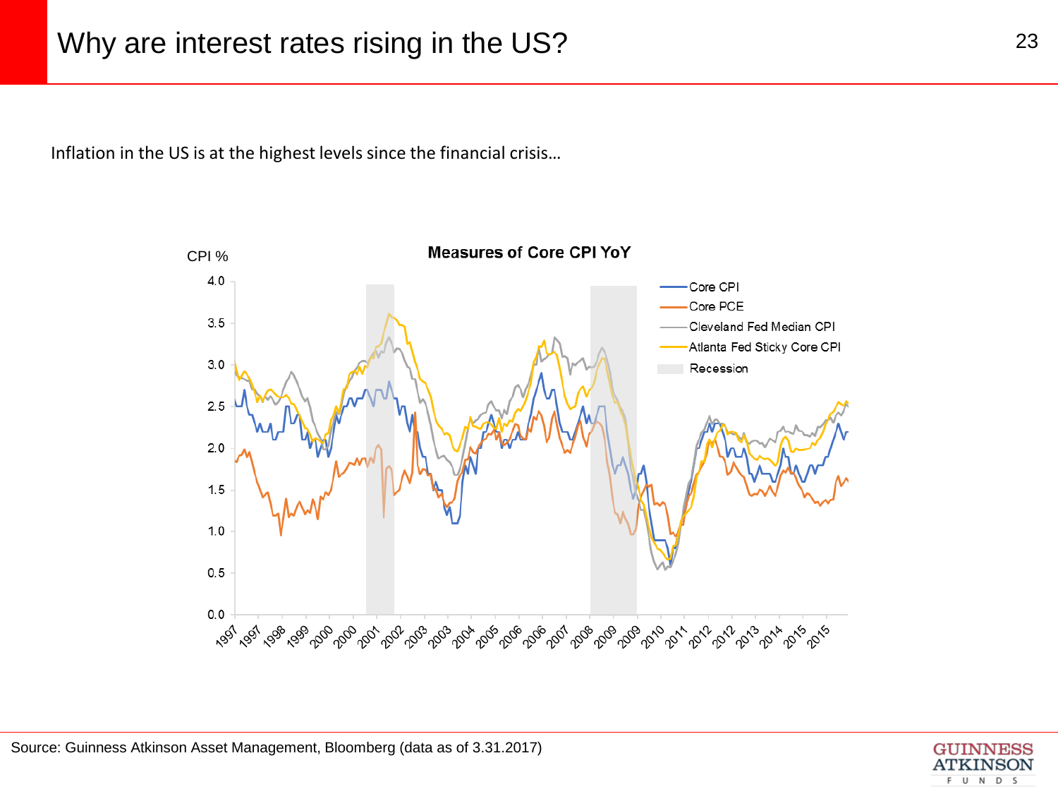# Why are interest rates rising in the US?

Inflation in the US is at the highest levels since the financial crisis…

**Measures of Core CPI YoY**

CPI %

- Core CPI
- Core PCE
- Cleveland Fed Median CPI
- Atlanta Fed Sticky Core CPI
- Recession

Source: Guinness Atkinson Asset Management, Bloomberg (data as of 3.31.2017)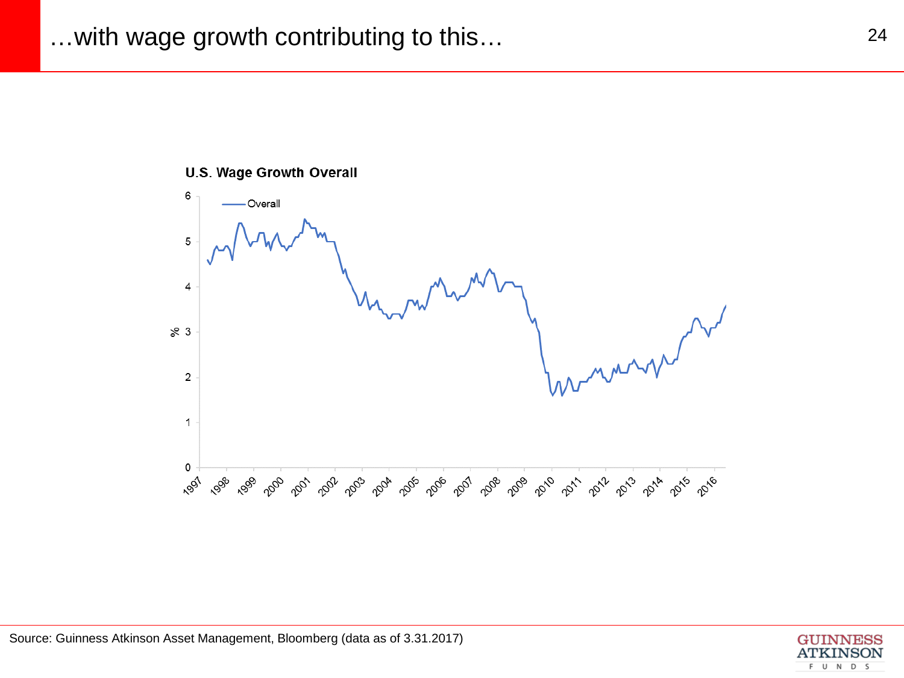# …with wage growth contributing to this…

**U.S. Wage Growth Overall**

Source: Guinness Atkinson Asset Management, Bloomberg (data as of 3.31.2017)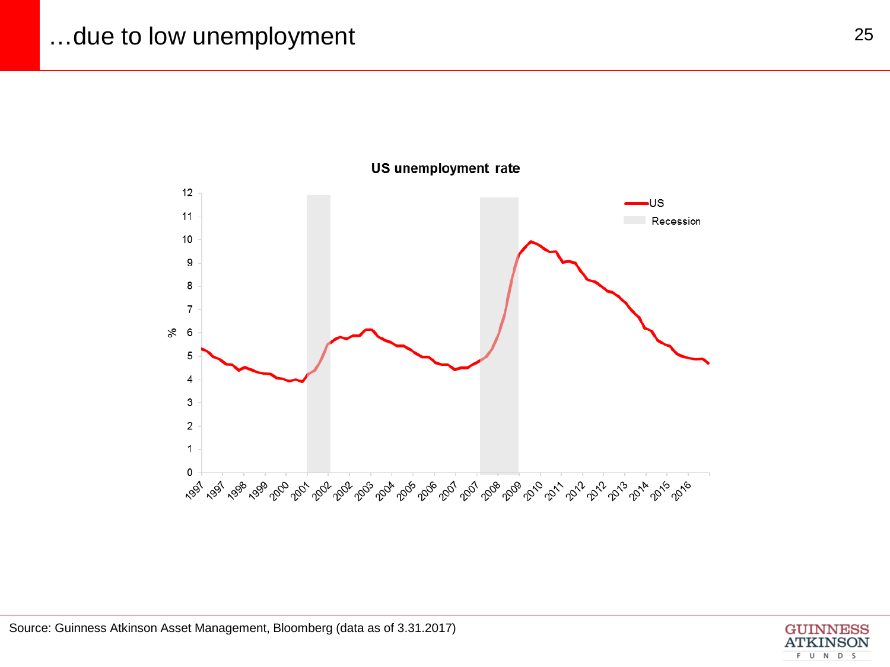# …due to low unemployment

**US unemployment rate**

Source: Guinness Atkinson Asset Management, Bloomberg (data as of 3.31.2017)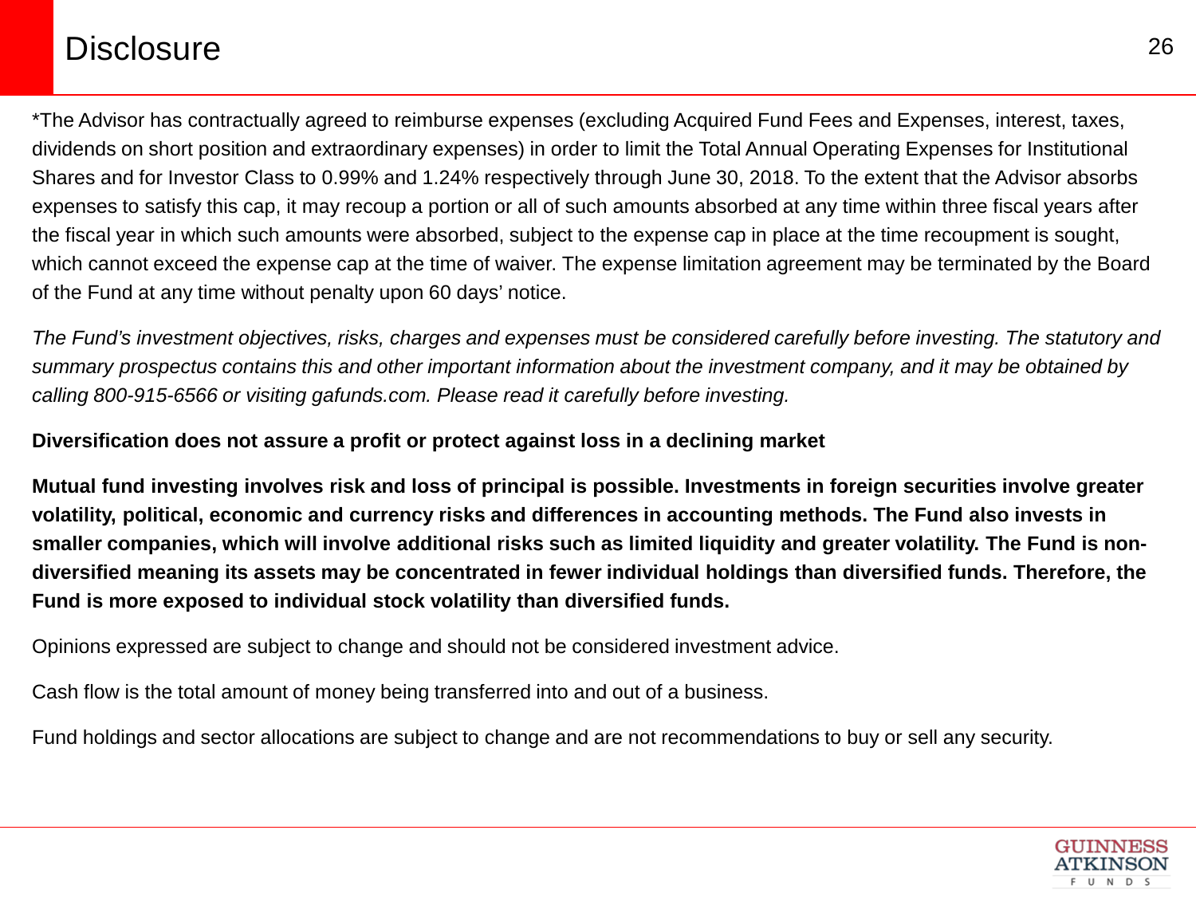# Disclosure

*The Advisor has contractually agreed to reimburse expenses (excluding Acquired Fund Fees and Expenses, interest, taxes, dividends on short position and extraordinary expenses) in order to limit the Total Annual Operating Expenses for Institutional Shares and for Investor Class to 0.99% and 1.24% respectively through June 30, 2018. To the extent that the Advisor absorbs expenses to satisfy this cap, it may recoup a portion or all of such amounts absorbed at any time within three fiscal years after the fiscal year in which such amounts were absorbed, subject to the expense cap in place at the time recoupment is sought, which cannot exceed the expense cap at the time of waiver. The expense limitation agreement may be terminated by the Board of the Fund at any time without penalty upon 60 days' notice.

*The Fund's investment objectives, risks, charges and expenses must be considered carefully before investing. The statutory and summary prospectus contains this and other important information about the investment company, and it may be obtained by calling 800-915-6566 or visiting gafunds.com. Please read it carefully before investing.*

**Diversification does not assure a profit or protect against loss in a declining market**

**Mutual fund investing involves risk and loss of principal is possible. Investments in foreign securities involve greater volatility, political, economic and currency risks and differences in accounting methods. The Fund also invests in smaller companies, which will involve additional risks such as limited liquidity and greater volatility. The Fund is non-diversified meaning its assets may be concentrated in fewer individual holdings than diversified funds. Therefore, the Fund is more exposed to individual stock volatility than diversified funds.**

Opinions expressed are subject to change and should not be considered investment advice.

Cash flow is the total amount of money being transferred into and out of a business.

Fund holdings and sector allocations are subject to change and are not recommendations to buy or sell any security.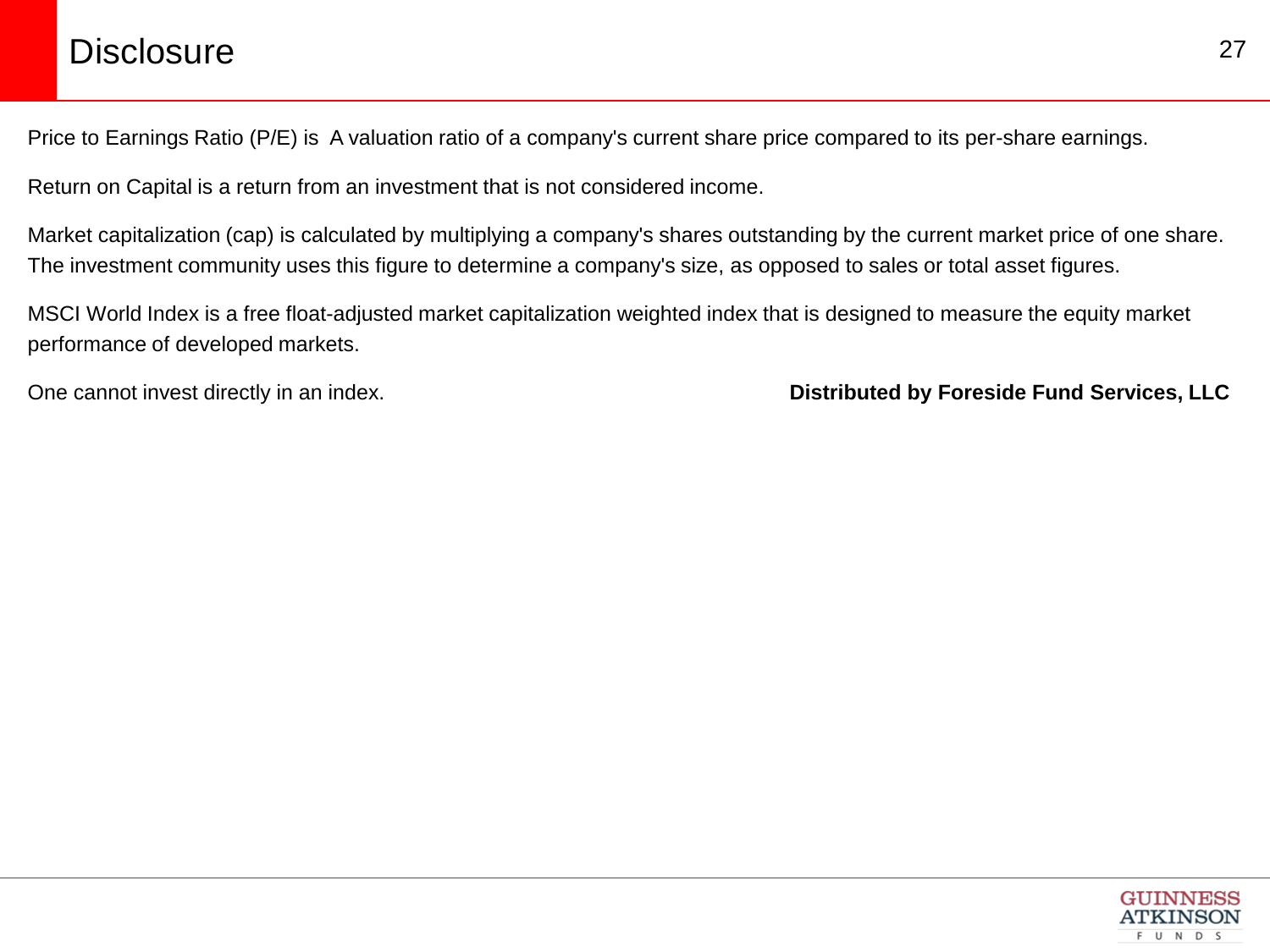# Disclosure

Price to Earnings Ratio (P/E) is  A valuation ratio of a company's current share price compared to its per-share earnings.

Return on Capital is a return from an investment that is not considered income.

Market capitalization (cap) is calculated by multiplying a company's shares outstanding by the current market price of one share. The investment community uses this figure to determine a company's size, as opposed to sales or total asset figures.

MSCI World Index is a free float-adjusted market capitalization weighted index that is designed to measure the equity market performance of developed markets.

One cannot invest directly in an index.

**Distributed by Foreside Fund Services, LLC**

GUINNESS ATKINSON FUNDS